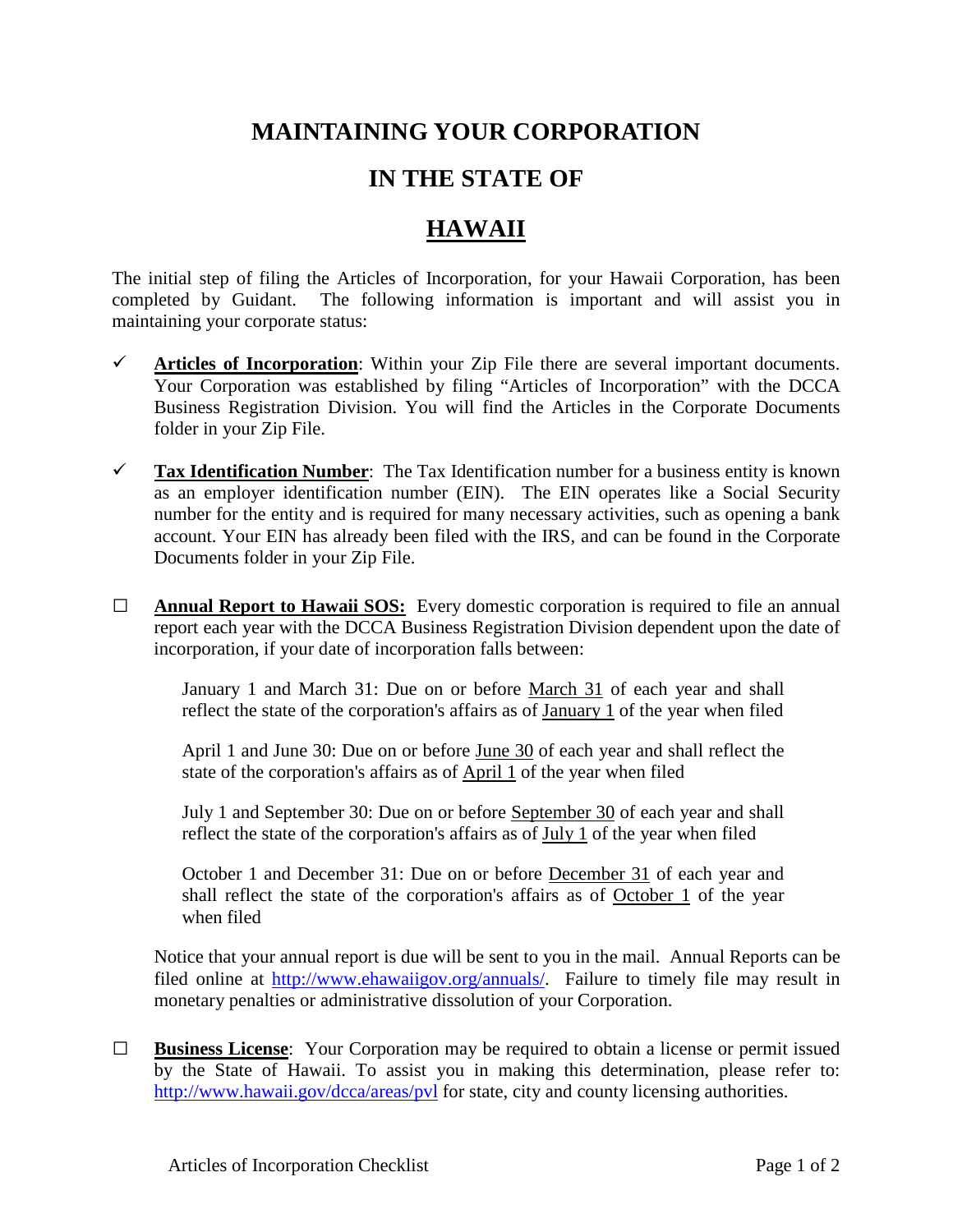# MAINTAINING YOUR CORPORATION

# IN THE STATE OF

# <u>HAWAII</u>

The initial step of filing the Articles of Incorporation, for your Hawaii Corporation, has been completed by Guidant. The following information is important and will assist you in maintaining your corporate status:

- ✓ **<u>Articles of Incorporation</u>**: Within your Zip File there are several important documents. Your Corporation was established by filing "Articles of Incorporation" with the DCCA Business Registration Division. You will find the Articles in the Corporate Documents folder in your Zip File.

- ✓ **<u>Tax Identification Number</u>**: The Tax Identification number for a business entity is known as an employer identification number (EIN). The EIN operates like a Social Security number for the entity and is required for many necessary activities, such as opening a bank account. Your EIN has already been filed with the IRS, and can be found in the Corporate Documents folder in your Zip File.

- ☐ **<u>Annual Report to Hawaii SOS:</u>** Every domestic corporation is required to file an annual report each year with the DCCA Business Registration Division dependent upon the date of incorporation, if your date of incorporation falls between:

  January 1 and March 31: Due on or before <u>March 31</u> of each year and shall reflect the state of the corporation's affairs as of <u>January 1</u> of the year when filed

  April 1 and June 30: Due on or before <u>June 30</u> of each year and shall reflect the state of the corporation's affairs as of <u>April 1</u> of the year when filed

  July 1 and September 30: Due on or before <u>September 30</u> of each year and shall reflect the state of the corporation's affairs as of <u>July 1</u> of the year when filed

  October 1 and December 31: Due on or before <u>December 31</u> of each year and shall reflect the state of the corporation's affairs as of <u>October 1</u> of the year when filed

  Notice that your annual report is due will be sent to you in the mail. Annual Reports can be filed online at http://www.ehawaiigov.org/annuals/. Failure to timely file may result in monetary penalties or administrative dissolution of your Corporation.

- ☐ **<u>Business License</u>**: Your Corporation may be required to obtain a license or permit issued by the State of Hawaii. To assist you in making this determination, please refer to: http://www.hawaii.gov/dcca/areas/pvl for state, city and county licensing authorities.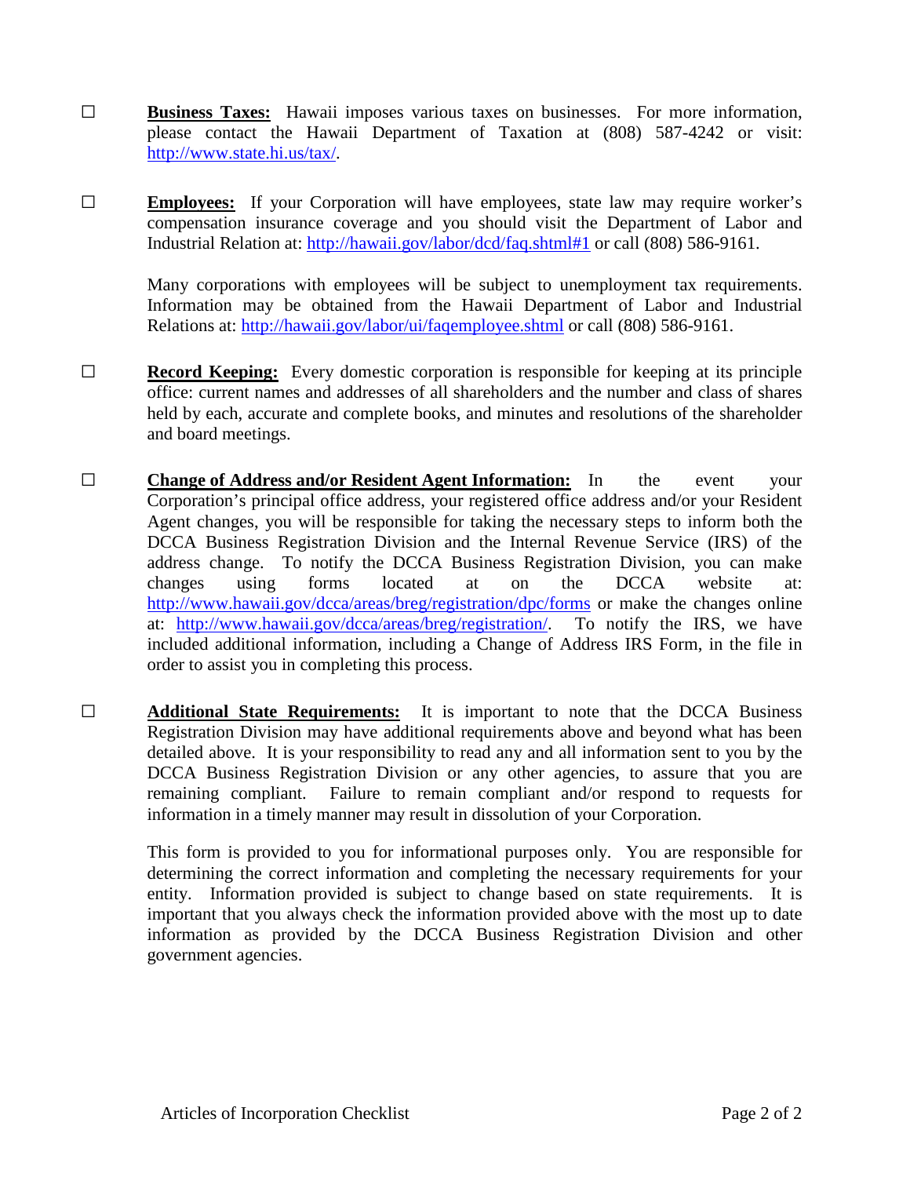☐ **Business Taxes:** Hawaii imposes various taxes on businesses. For more information, please contact the Hawaii Department of Taxation at (808) 587-4242 or visit: http://www.state.hi.us/tax/.

☐ **Employees:** If your Corporation will have employees, state law may require worker's compensation insurance coverage and you should visit the Department of Labor and Industrial Relation at: http://hawaii.gov/labor/dcd/faq.shtml#1 or call (808) 586-9161.

Many corporations with employees will be subject to unemployment tax requirements. Information may be obtained from the Hawaii Department of Labor and Industrial Relations at: http://hawaii.gov/labor/ui/faqemployee.shtml or call (808) 586-9161.

☐ **Record Keeping:** Every domestic corporation is responsible for keeping at its principle office: current names and addresses of all shareholders and the number and class of shares held by each, accurate and complete books, and minutes and resolutions of the shareholder and board meetings.

☐ **Change of Address and/or Resident Agent Information:** In the event your Corporation's principal office address, your registered office address and/or your Resident Agent changes, you will be responsible for taking the necessary steps to inform both the DCCA Business Registration Division and the Internal Revenue Service (IRS) of the address change. To notify the DCCA Business Registration Division, you can make changes using forms located at on the DCCA website at: http://www.hawaii.gov/dcca/areas/breg/registration/dpc/forms or make the changes online at: http://www.hawaii.gov/dcca/areas/breg/registration/. To notify the IRS, we have included additional information, including a Change of Address IRS Form, in the file in order to assist you in completing this process.

☐ **Additional State Requirements:** It is important to note that the DCCA Business Registration Division may have additional requirements above and beyond what has been detailed above. It is your responsibility to read any and all information sent to you by the DCCA Business Registration Division or any other agencies, to assure that you are remaining compliant. Failure to remain compliant and/or respond to requests for information in a timely manner may result in dissolution of your Corporation.

This form is provided to you for informational purposes only. You are responsible for determining the correct information and completing the necessary requirements for your entity. Information provided is subject to change based on state requirements. It is important that you always check the information provided above with the most up to date information as provided by the DCCA Business Registration Division and other government agencies.